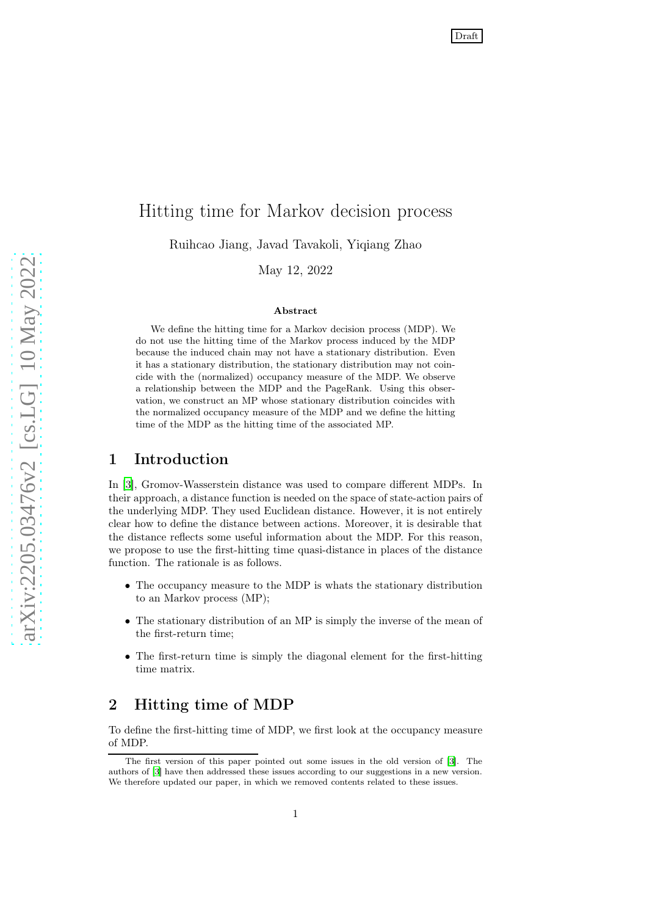Draft

# Hitting time for Markov decision process

Ruihcao Jiang, Javad Tavakoli, Yiqiang Zhao

May 12, 2022

**Abstract**

We define the hitting time for a Markov decision process (MDP). We do not use the hitting time of the Markov process induced by the MDP because the induced chain may not have a stationary distribution. Even it has a stationary distribution, the stationary distribution may not coincide with the (normalized) occupancy measure of the MDP. We observe a relationship between the MDP and the PageRank. Using this observation, we construct an MP whose stationary distribution coincides with the normalized occupancy measure of the MDP and we define the hitting time of the MDP as the hitting time of the associated MP.

## 1 Introduction

In [3], Gromov-Wasserstein distance was used to compare different MDPs. In their approach, a distance function is needed on the space of state-action pairs of the underlying MDP. They used Euclidean distance. However, it is not entirely clear how to define the distance between actions. Moreover, it is desirable that the distance reflects some useful information about the MDP. For this reason, we propose to use the first-hitting time quasi-distance in places of the distance function. The rationale is as follows.

- The occupancy measure to the MDP is whats the stationary distribution to an Markov process (MP);
- The stationary distribution of an MP is simply the inverse of the mean of the first-return time;
- The first-return time is simply the diagonal element for the first-hitting time matrix.

## 2 Hitting time of MDP

To define the first-hitting time of MDP, we first look at the occupancy measure of MDP.

The first version of this paper pointed out some issues in the old version of [3]. The authors of [3] have then addressed these issues according to our suggestions in a new version. We therefore updated our paper, in which we removed contents related to these issues.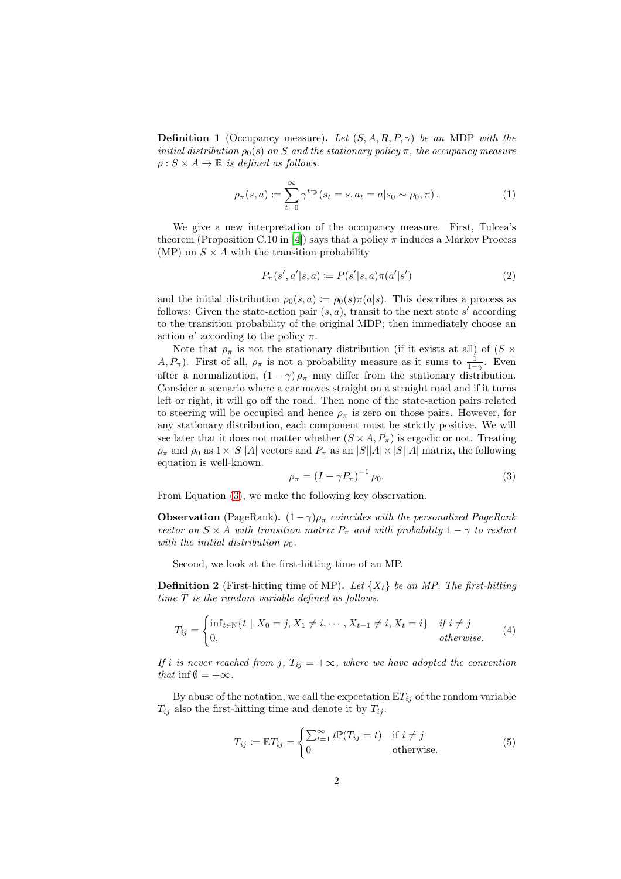**Definition 1** (Occupancy measure)**.** *Let $(S, A, R, P, \gamma)$ be an* MDP *with the initial distribution $\rho_0(s)$ on $S$ and the stationary policy $\pi$, the occupancy measure $\rho : S \times A \to \mathbb{R}$ is defined as follows.*

$$\rho_\pi(s, a) \coloneqq \sum_{t=0}^{\infty} \gamma^t \mathbb{P}\left(s_t = s, a_t = a | s_0 \sim \rho_0, \pi\right). \tag{1}$$

We give a new interpretation of the occupancy measure. First, Tulcea's theorem (Proposition C.10 in [4]) says that a policy $\pi$ induces a Markov Process (MP) on $S \times A$ with the transition probability

$$P_\pi(s', a'|s, a) \coloneqq P(s'|s, a)\pi(a'|s') \tag{2}$$

and the initial distribution $\rho_0(s, a) \coloneqq \rho_0(s)\pi(a|s)$. This describes a process as follows: Given the state-action pair $(s, a)$, transit to the next state $s'$ according to the transition probability of the original MDP; then immediately choose an action $a'$ according to the policy $\pi$.

Note that $\rho_\pi$ is not the stationary distribution (if it exists at all) of $(S \times A, P_\pi)$. First of all, $\rho_\pi$ is not a probability measure as it sums to $\frac{1}{1-\gamma}$. Even after a normalization, $(1 - \gamma)\rho_\pi$ may differ from the stationary distribution. Consider a scenario where a car moves straight on a straight road and if it turns left or right, it will go off the road. Then none of the state-action pairs related to steering will be occupied and hence $\rho_\pi$ is zero on those pairs. However, for any stationary distribution, each component must be strictly positive. We will see later that it does not matter whether $(S \times A, P_\pi)$ is ergodic or not. Treating $\rho_\pi$ and $\rho_0$ as $1 \times |S||A|$ vectors and $P_\pi$ as an $|S||A| \times |S||A|$ matrix, the following equation is well-known.

$$\rho_\pi = \left(I - \gamma P_\pi\right)^{-1} \rho_0. \tag{3}$$

From Equation (3), we make the following key observation.

**Observation** (PageRank)**.** *$(1-\gamma)\rho_\pi$ coincides with the personalized PageRank vector on $S \times A$ with transition matrix $P_\pi$ and with probability $1 - \gamma$ to restart with the initial distribution $\rho_0$.*

Second, we look at the first-hitting time of an MP.

**Definition 2** (First-hitting time of MP)**.** *Let $\{X_t\}$ be an MP. The first-hitting time $T$ is the random variable defined as follows.*

$$T_{ij} = \begin{cases} \inf_{t \in \mathbb{N}}\{t \mid X_0 = j, X_1 \neq i, \cdots, X_{t-1} \neq i, X_t = i\} & \textit{if } i \neq j \\ 0, & \textit{otherwise.} \end{cases} \tag{4}$$

*If $i$ is never reached from $j$, $T_{ij} = +\infty$, where we have adopted the convention that $\inf \emptyset = +\infty$.*

By abuse of the notation, we call the expectation $\mathbb{E}T_{ij}$ of the random variable $T_{ij}$ also the first-hitting time and denote it by $T_{ij}$.

$$T_{ij} \coloneqq \mathbb{E}T_{ij} = \begin{cases} \sum_{t=1}^{\infty} t\mathbb{P}(T_{ij} = t) & \text{if } i \neq j \\ 0 & \text{otherwise.} \end{cases} \tag{5}$$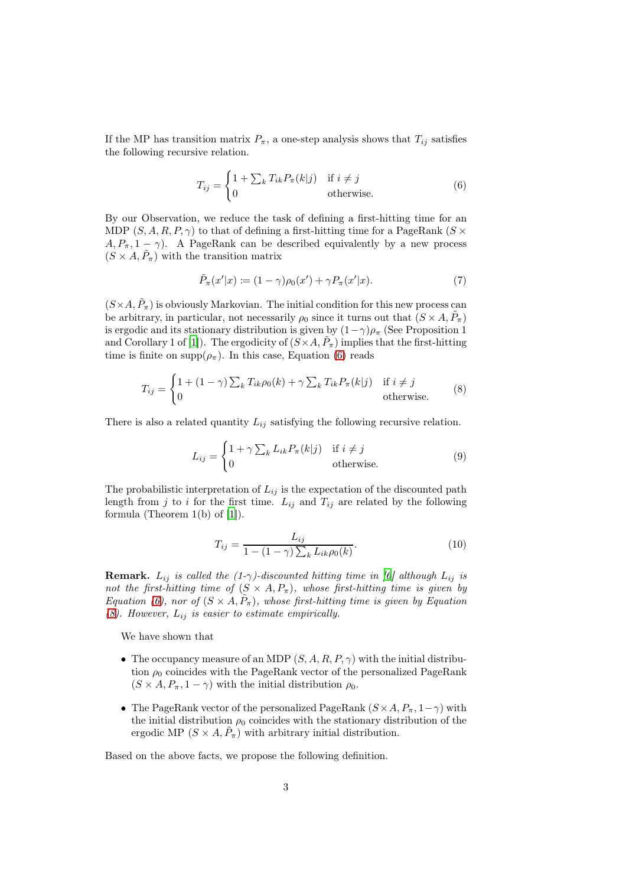If the MP has transition matrix $P_\pi$, a one-step analysis shows that $T_{ij}$ satisfies the following recursive relation.

$$T_{ij} = \begin{cases} 1 + \sum_k T_{ik} P_\pi(k|j) & \text{if } i \neq j \\ 0 & \text{otherwise.} \end{cases} \tag{6}$$

By our Observation, we reduce the task of defining a first-hitting time for an MDP $(S, A, R, P, \gamma)$ to that of defining a first-hitting time for a PageRank $(S \times A, P_\pi, 1 - \gamma)$. A PageRank can be described equivalently by a new process $(S \times A, \tilde{P}_\pi)$ with the transition matrix

$$\tilde{P}_\pi(x'|x) := (1 - \gamma)\rho_0(x') + \gamma P_\pi(x'|x). \tag{7}$$

$(S \times A, \tilde{P}_\pi)$ is obviously Markovian. The initial condition for this new process can be arbitrary, in particular, not necessarily $\rho_0$ since it turns out that $(S \times A, \tilde{P}_\pi)$ is ergodic and its stationary distribution is given by $(1-\gamma)\rho_\pi$ (See Proposition 1 and Corollary 1 of [1]). The ergodicity of $(S \times A, \tilde{P}_\pi)$ implies that the first-hitting time is finite on $\text{supp}(\rho_\pi)$. In this case, Equation (6) reads

$$T_{ij} = \begin{cases} 1 + (1 - \gamma) \sum_k T_{ik} \rho_0(k) + \gamma \sum_k T_{ik} P_\pi(k|j) & \text{if } i \neq j \\ 0 & \text{otherwise.} \end{cases} \tag{8}$$

There is also a related quantity $L_{ij}$ satisfying the following recursive relation.

$$L_{ij} = \begin{cases} 1 + \gamma \sum_k L_{ik} P_\pi(k|j) & \text{if } i \neq j \\ 0 & \text{otherwise.} \end{cases} \tag{9}$$

The probabilistic interpretation of $L_{ij}$ is the expectation of the discounted path length from $j$ to $i$ for the first time. $L_{ij}$ and $T_{ij}$ are related by the following formula (Theorem 1(b) of [1]).

$$T_{ij} = \frac{L_{ij}}{1 - (1 - \gamma) \sum_k L_{ik} \rho_0(k)}. \tag{10}$$

**Remark.** *$L_{ij}$ is called the (1-$\gamma$)-discounted hitting time in [6] although $L_{ij}$ is not the first-hitting time of $(S \times A, P_\pi)$, whose first-hitting time is given by Equation (6), nor of $(S \times A, \tilde{P}_\pi)$, whose first-hitting time is given by Equation (8). However, $L_{ij}$ is easier to estimate empirically.*

We have shown that

- The occupancy measure of an MDP $(S, A, R, P, \gamma)$ with the initial distribution $\rho_0$ coincides with the PageRank vector of the personalized PageRank $(S \times A, P_\pi, 1 - \gamma)$ with the initial distribution $\rho_0$.
- The PageRank vector of the personalized PageRank $(S \times A, P_\pi, 1-\gamma)$ with the initial distribution $\rho_0$ coincides with the stationary distribution of the ergodic MP $(S \times A, \tilde{P}_\pi)$ with arbitrary initial distribution.

Based on the above facts, we propose the following definition.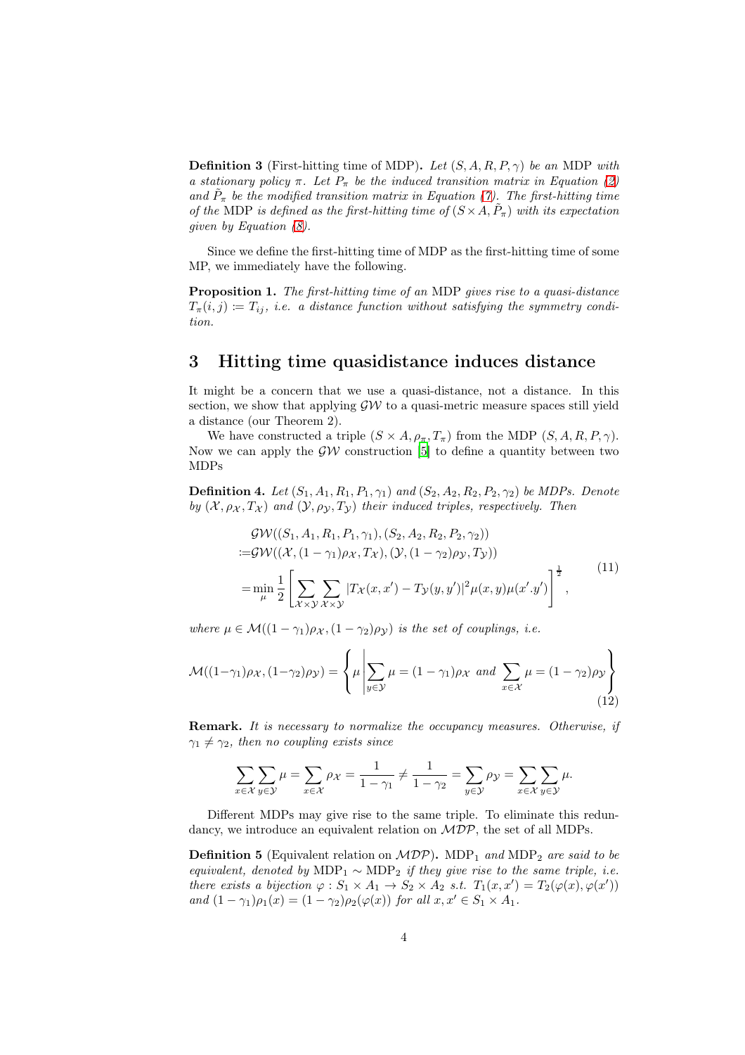**Definition 3** (First-hitting time of MDP)**.** *Let $(S, A, R, P, \gamma)$ be an* MDP *with a stationary policy $\pi$. Let $P_\pi$ be the induced transition matrix in Equation (2) and $\tilde{P}_\pi$ be the modified transition matrix in Equation (7). The first-hitting time of the* MDP *is defined as the first-hitting time of $(S \times A, \tilde{P}_\pi)$ with its expectation given by Equation (8).*

Since we define the first-hitting time of MDP as the first-hitting time of some MP, we immediately have the following.

**Proposition 1.** *The first-hitting time of an* MDP *gives rise to a quasi-distance $T_\pi(i, j) \coloneqq T_{ij}$, i.e. a distance function without satisfying the symmetry condition.*

# 3 Hitting time quasidistance induces distance

It might be a concern that we use a quasi-distance, not a distance. In this section, we show that applying $\mathcal{GW}$ to a quasi-metric measure spaces still yield a distance (our Theorem 2).

We have constructed a triple $(S \times A, \rho_\pi, T_\pi)$ from the MDP $(S, A, R, P, \gamma)$. Now we can apply the $\mathcal{GW}$ construction [5] to define a quantity between two MDPs

**Definition 4.** *Let $(S_1, A_1, R_1, P_1, \gamma_1)$ and $(S_2, A_2, R_2, P_2, \gamma_2)$ be MDPs. Denote by $(\mathcal{X}, \rho_\mathcal{X}, T_\mathcal{X})$ and $(\mathcal{Y}, \rho_\mathcal{Y}, T_\mathcal{Y})$ their induced triples, respectively. Then*

$$
\begin{aligned}
&\mathcal{GW}((S_1, A_1, R_1, P_1, \gamma_1), (S_2, A_2, R_2, P_2, \gamma_2)) \\
\coloneqq &\mathcal{GW}((\mathcal{X}, (1-\gamma_1)\rho_\mathcal{X}, T_\mathcal{X}), (\mathcal{Y}, (1-\gamma_2)\rho_\mathcal{Y}, T_\mathcal{Y})) \\
= &\min_\mu \frac{1}{2} \left[ \sum_{\mathcal{X} \times \mathcal{Y}} \sum_{\mathcal{X} \times \mathcal{Y}} |T_\mathcal{X}(x, x') - T_\mathcal{Y}(y, y')|^2 \mu(x, y) \mu(x'.y') \right]^{\frac{1}{2}},
\end{aligned}
\tag{11}
$$

*where $\mu \in \mathcal{M}((1-\gamma_1)\rho_\mathcal{X}, (1-\gamma_2)\rho_\mathcal{Y})$ is the set of couplings, i.e.*

$$
\mathcal{M}((1-\gamma_1)\rho_\mathcal{X}, (1-\gamma_2)\rho_\mathcal{Y}) = \left\{ \mu \,\middle|\, \sum_{y \in \mathcal{Y}} \mu = (1-\gamma_1)\rho_\mathcal{X} \text{ and } \sum_{x \in \mathcal{X}} \mu = (1-\gamma_2)\rho_\mathcal{Y} \right\}
\tag{12}
$$

**Remark.** *It is necessary to normalize the occupancy measures. Otherwise, if $\gamma_1 \neq \gamma_2$, then no coupling exists since*

$$
\sum_{x \in \mathcal{X}} \sum_{y \in \mathcal{Y}} \mu = \sum_{x \in \mathcal{X}} \rho_\mathcal{X} = \frac{1}{1-\gamma_1} \neq \frac{1}{1-\gamma_2} = \sum_{y \in \mathcal{Y}} \rho_\mathcal{Y} = \sum_{x \in \mathcal{X}} \sum_{y \in \mathcal{Y}} \mu.
$$

Different MDPs may give rise to the same triple. To eliminate this redundancy, we introduce an equivalent relation on $\mathcal{MDP}$, the set of all MDPs.

**Definition 5** (Equivalent relation on $\mathcal{MDP}$)**.** $\text{MDP}_1$ *and* $\text{MDP}_2$ *are said to be equivalent, denoted by* $\text{MDP}_1 \sim \text{MDP}_2$ *if they give rise to the same triple, i.e. there exists a bijection $\varphi : S_1 \times A_1 \to S_2 \times A_2$ s.t. $T_1(x, x') = T_2(\varphi(x), \varphi(x'))$ and $(1-\gamma_1)\rho_1(x) = (1-\gamma_2)\rho_2(\varphi(x))$ for all $x, x' \in S_1 \times A_1$.*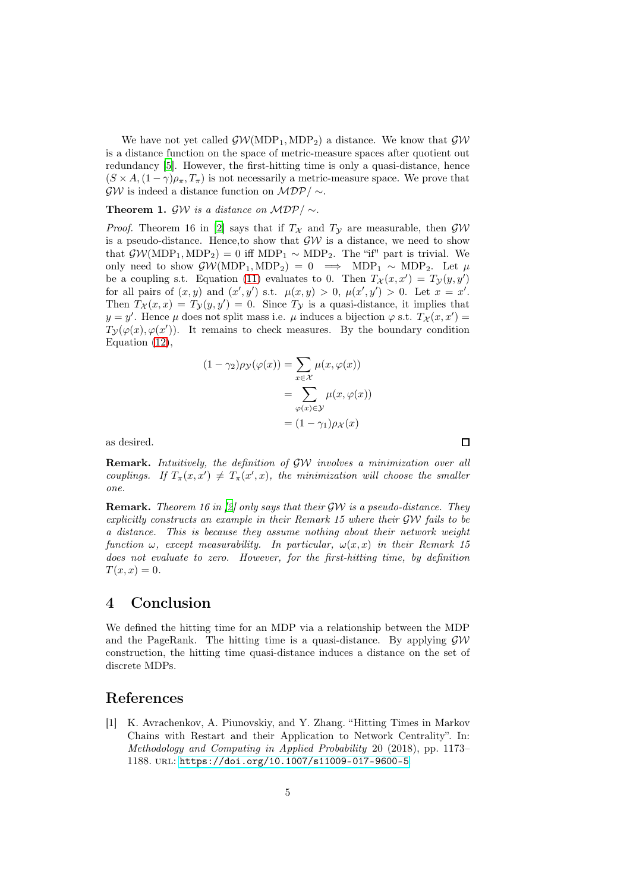We have not yet called $\mathcal{GW}(\text{MDP}_1, \text{MDP}_2)$ a distance. We know that $\mathcal{GW}$ is a distance function on the space of metric-measure spaces after quotient out redundancy [5]. However, the first-hitting time is only a quasi-distance, hence $(S \times A, (1-\gamma)\rho_\pi, T_\pi)$ is not necessarily a metric-measure space. We prove that $\mathcal{GW}$ is indeed a distance function on $\mathcal{MDP}/\sim$.

**Theorem 1.** *$\mathcal{GW}$ is a distance on $\mathcal{MDP}/\sim$.*

*Proof.* Theorem 16 in [2] says that if $T_\mathcal{X}$ and $T_\mathcal{Y}$ are measurable, then $\mathcal{GW}$ is a pseudo-distance. Hence,to show that $\mathcal{GW}$ is a distance, we need to show that $\mathcal{GW}(\text{MDP}_1, \text{MDP}_2) = 0$ iff $\text{MDP}_1 \sim \text{MDP}_2$. The "if" part is trivial. We only need to show $\mathcal{GW}(\text{MDP}_1, \text{MDP}_2) = 0 \implies \text{MDP}_1 \sim \text{MDP}_2$. Let $\mu$ be a coupling s.t. Equation (11) evaluates to 0. Then $T_\mathcal{X}(x, x') = T_\mathcal{Y}(y, y')$ for all pairs of $(x, y)$ and $(x', y')$ s.t. $\mu(x, y) > 0$, $\mu(x', y') > 0$. Let $x = x'$. Then $T_\mathcal{X}(x, x) = T_\mathcal{Y}(y, y') = 0$. Since $T_\mathcal{Y}$ is a quasi-distance, it implies that $y = y'$. Hence $\mu$ does not split mass i.e. $\mu$ induces a bijection $\varphi$ s.t. $T_\mathcal{X}(x, x') = T_\mathcal{Y}(\varphi(x), \varphi(x'))$. It remains to check measures. By the boundary condition Equation (12),

$$
\begin{aligned}
(1-\gamma_2)\rho_\mathcal{Y}(\varphi(x)) &= \sum_{x \in \mathcal{X}} \mu(x, \varphi(x)) \\
&= \sum_{\varphi(x) \in \mathcal{Y}} \mu(x, \varphi(x)) \\
&= (1-\gamma_1)\rho_\mathcal{X}(x)
\end{aligned}
$$

as desired. $\square$

**Remark.** *Intuitively, the definition of $\mathcal{GW}$ involves a minimization over all couplings. If $T_\pi(x, x') \neq T_\pi(x', x)$, the minimization will choose the smaller one.*

**Remark.** *Theorem 16 in [2] only says that their $\mathcal{GW}$ is a pseudo-distance. They explicitly constructs an example in their Remark 15 where their $\mathcal{GW}$ fails to be a distance. This is because they assume nothing about their network weight function $\omega$, except measurability. In particular, $\omega(x, x)$ in their Remark 15 does not evaluate to zero. However, for the first-hitting time, by definition $T(x, x) = 0$.*

## 4 Conclusion

We defined the hitting time for an MDP via a relationship between the MDP and the PageRank. The hitting time is a quasi-distance. By applying $\mathcal{GW}$ construction, the hitting time quasi-distance induces a distance on the set of discrete MDPs.

## References

[1] K. Avrachenkov, A. Piunovskiy, and Y. Zhang. "Hitting Times in Markov Chains with Restart and their Application to Network Centrality". In: *Methodology and Computing in Applied Probability* 20 (2018), pp. 1173–1188. URL: https://doi.org/10.1007/s11009-017-9600-5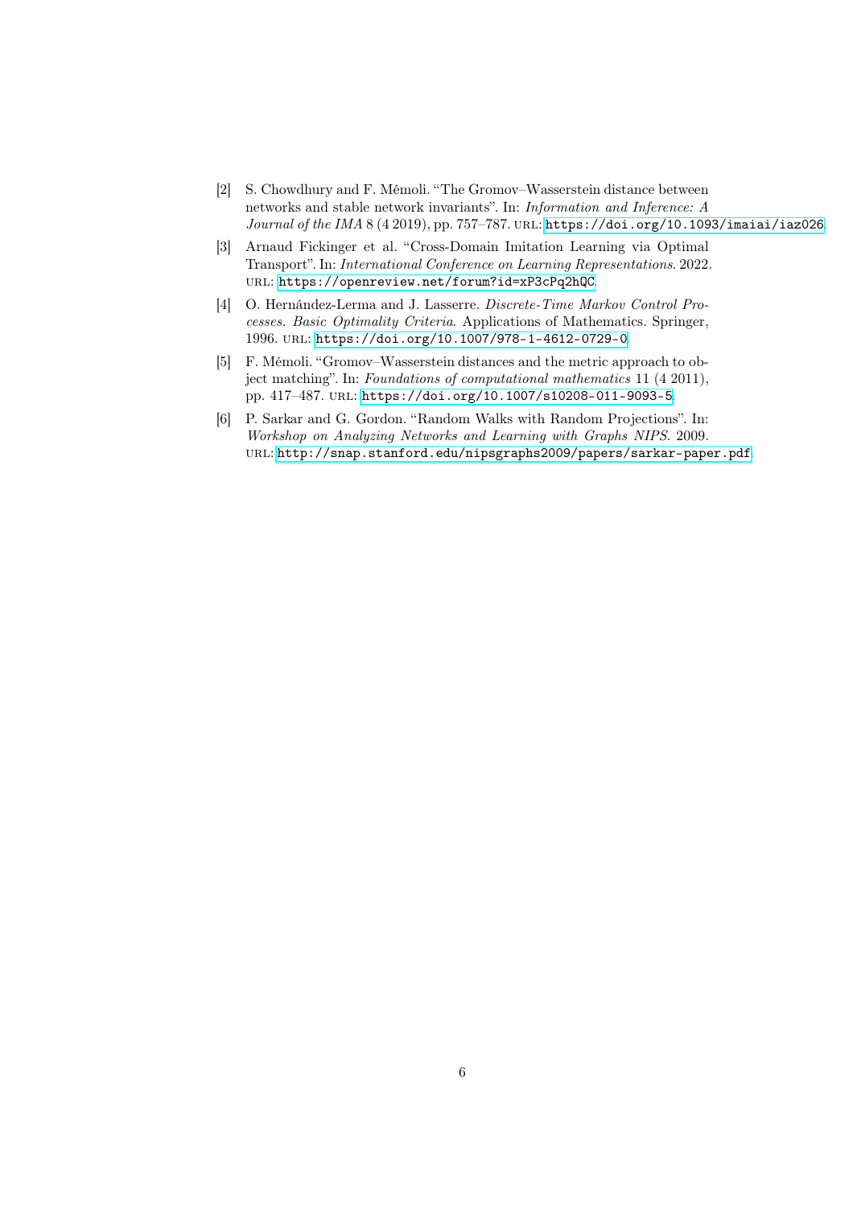[2] S. Chowdhury and F. Mémoli. "The Gromov–Wasserstein distance between networks and stable network invariants". In: *Information and Inference: A Journal of the IMA* 8 (4 2019), pp. 757–787. URL: https://doi.org/10.1093/imaiai/iaz026.

[3] Arnaud Fickinger et al. "Cross-Domain Imitation Learning via Optimal Transport". In: *International Conference on Learning Representations*. 2022. URL: https://openreview.net/forum?id=xP3cPq2hQC.

[4] O. Hernández-Lerma and J. Lasserre. *Discrete-Time Markov Control Processes. Basic Optimality Criteria*. Applications of Mathematics. Springer, 1996. URL: https://doi.org/10.1007/978-1-4612-0729-0.

[5] F. Mémoli. "Gromov–Wasserstein distances and the metric approach to object matching". In: *Foundations of computational mathematics* 11 (4 2011), pp. 417–487. URL: https://doi.org/10.1007/s10208-011-9093-5.

[6] P. Sarkar and G. Gordon. "Random Walks with Random Projections". In: *Workshop on Analyzing Networks and Learning with Graphs NIPS*. 2009. URL: http://snap.stanford.edu/nipsgraphs2009/papers/sarkar-paper.pdf.